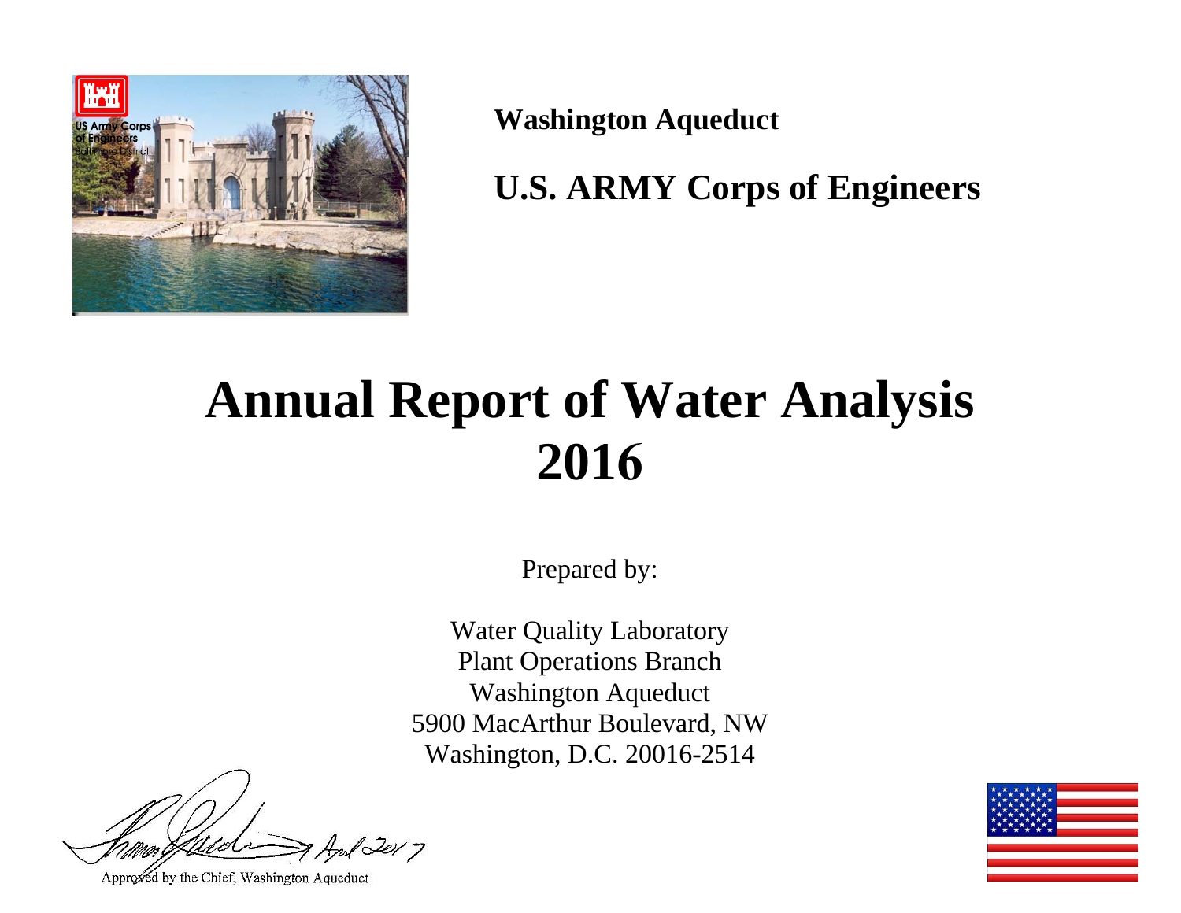**Washington Aqueduct**

**U.S. ARMY Corps of Engineers**

# Annual Report of Water Analysis 2016

Prepared by:

Water Quality Laboratory
Plant Operations Branch
Washington Aqueduct
5900 MacArthur Boulevard, NW
Washington, D.C. 20016-2514

April 2017

Approved by the Chief, Washington Aqueduct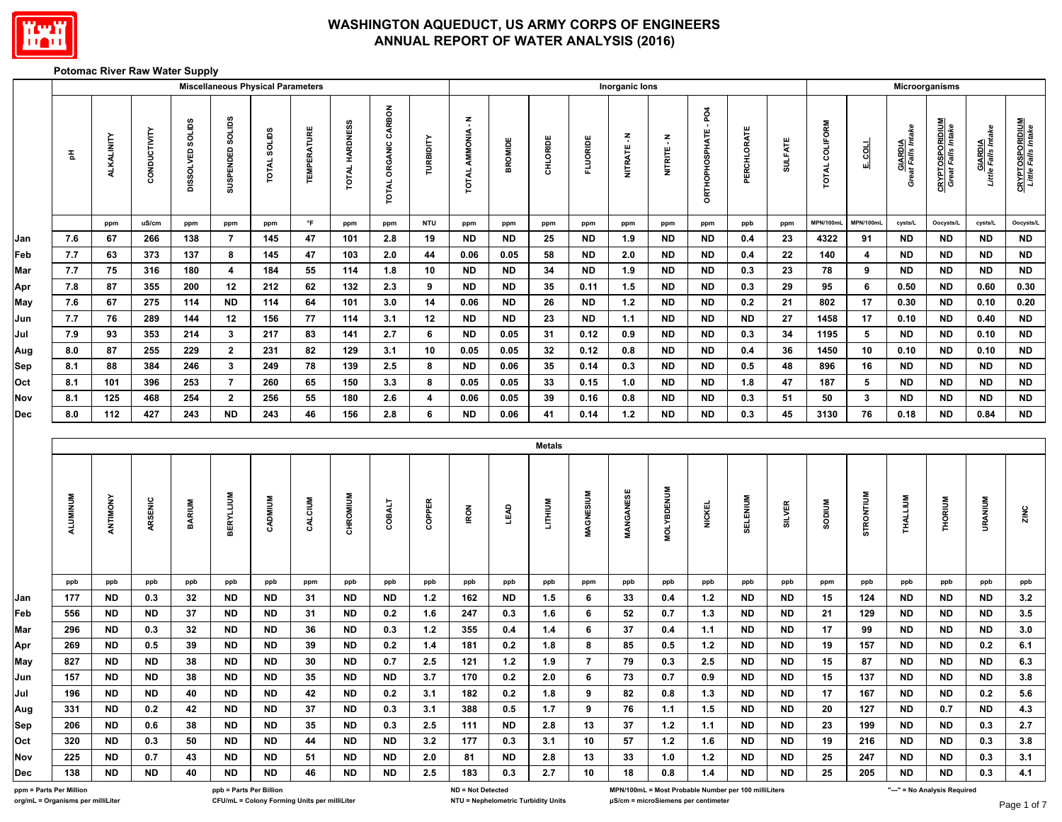# WASHINGTON AQUEDUCT, US ARMY CORPS OF ENGINEERS
## ANNUAL REPORT OF WATER ANALYSIS (2016)

**Potomac River Raw Water Supply**

| | Miscellaneous Physical Parameters | | | | | | | | | | Inorganic Ions | | | | | | | | | Microorganisms | | | | | | |
|---|---|---|---|---|---|---|---|---|---|---|---|---|---|---|---|---|---|---|---|---|---|---|---|---|---|---|
| | pH | ALKALINITY | CONDUCTIVITY | DISSOLVED SOLIDS | SUSPENDED SOLIDS | TOTAL SOLIDS | TEMPERATURE | TOTAL HARDNESS | TOTAL ORGANIC CARBON | TURBIDITY | TOTAL AMMONIA - N | BROMIDE | CHLORIDE | FLUORIDE | NITRATE - N | NITRITE - N | ORTHOPHOSPHATE - PO4 | PERCHLORATE | SULFATE | TOTAL COLIFORM | E. COLI | GIARDIA *Great Falls Intake* | CRYPTOSPORIDIUM *Great Falls Intake* | GIARDIA *Little Falls Intake* | CRYPTOSPORIDIUM *Little Falls Intake* |
| | | ppm | uS/cm | ppm | ppm | ppm | °F | ppm | ppm | NTU | ppm | ppm | ppm | ppm | ppm | ppm | ppm | ppb | ppm | MPN/100mL | MPN/100mL | cysts/L | Oocysts/L | cysts/L | Oocysts/L |
| Jan | 7.6 | 67 | 266 | 138 | 7 | 145 | 47 | 101 | 2.8 | 19 | ND | ND | 25 | ND | 1.9 | ND | ND | 0.4 | 23 | 4322 | 91 | ND | ND | ND | ND |
| Feb | 7.7 | 63 | 373 | 137 | 8 | 145 | 47 | 103 | 2.0 | 44 | 0.06 | 0.05 | 58 | ND | 2.0 | ND | ND | 0.4 | 22 | 140 | 4 | ND | ND | ND | ND |
| Mar | 7.7 | 75 | 316 | 180 | 4 | 184 | 55 | 114 | 1.8 | 10 | ND | ND | 34 | ND | 1.9 | ND | ND | 0.3 | 23 | 78 | 9 | ND | ND | ND | ND |
| Apr | 7.8 | 87 | 355 | 200 | 12 | 212 | 62 | 132 | 2.3 | 9 | ND | ND | 35 | 0.11 | 1.5 | ND | ND | 0.3 | 29 | 95 | 6 | 0.50 | ND | 0.60 | 0.30 |
| May | 7.6 | 67 | 275 | 114 | ND | 114 | 64 | 101 | 3.0 | 14 | 0.06 | ND | 26 | ND | 1.2 | ND | ND | 0.2 | 21 | 802 | 17 | 0.30 | ND | 0.10 | 0.20 |
| Jun | 7.7 | 76 | 289 | 144 | 12 | 156 | 77 | 114 | 3.1 | 12 | ND | ND | 23 | ND | 1.1 | ND | ND | ND | 27 | 1458 | 17 | 0.10 | ND | 0.40 | ND |
| Jul | 7.9 | 93 | 353 | 214 | 3 | 217 | 83 | 141 | 2.7 | 6 | ND | 0.05 | 31 | 0.12 | 0.9 | ND | ND | 0.3 | 34 | 1195 | 5 | ND | ND | 0.10 | ND |
| Aug | 8.0 | 87 | 255 | 229 | 2 | 231 | 82 | 129 | 3.1 | 10 | 0.05 | 0.05 | 32 | 0.12 | 0.8 | ND | ND | 0.4 | 36 | 1450 | 10 | 0.10 | ND | 0.10 | ND |
| Sep | 8.1 | 88 | 384 | 246 | 3 | 249 | 78 | 139 | 2.5 | 8 | ND | 0.06 | 35 | 0.14 | 0.3 | ND | ND | 0.5 | 48 | 896 | 16 | ND | ND | ND | ND |
| Oct | 8.1 | 101 | 396 | 253 | 7 | 260 | 65 | 150 | 3.3 | 8 | 0.05 | 0.05 | 33 | 0.15 | 1.0 | ND | ND | 1.8 | 47 | 187 | 5 | ND | ND | ND | ND |
| Nov | 8.1 | 125 | 468 | 254 | 2 | 256 | 55 | 180 | 2.6 | 4 | 0.06 | 0.05 | 39 | 0.16 | 0.8 | ND | ND | 0.3 | 51 | 50 | 3 | ND | ND | ND | ND |
| Dec | 8.0 | 112 | 427 | 243 | ND | 243 | 46 | 156 | 2.8 | 6 | ND | 0.06 | 41 | 0.14 | 1.2 | ND | ND | 0.3 | 45 | 3130 | 76 | 0.18 | ND | 0.84 | ND |

| | Metals | | | | | | | | | | | | | | | | | | | | | | | | |
|---|---|---|---|---|---|---|---|---|---|---|---|---|---|---|---|---|---|---|---|---|---|---|---|---|---|
| | ALUMINUM | ANTIMONY | ARSENIC | BARIUM | BERYLLIUM | CADMIUM | CALCIUM | CHROMIUM | COBALT | COPPER | IRON | LEAD | LITHIUM | MAGNESIUM | MANGANESE | MOLYBDENUM | NICKEL | SELENIUM | SILVER | SODIUM | STRONTIUM | THALLIUM | THORIUM | URANIUM | ZINC |
| | ppb | ppb | ppb | ppb | ppb | ppb | ppm | ppb | ppb | ppb | ppb | ppb | ppb | ppm | ppb | ppb | ppb | ppb | ppb | ppm | ppb | ppb | ppb | ppb | ppb |
| Jan | 177 | ND | 0.3 | 32 | ND | ND | 31 | ND | ND | 1.2 | 162 | ND | 1.5 | 6 | 33 | 0.4 | 1.2 | ND | ND | 15 | 124 | ND | ND | ND | 3.2 |
| Feb | 556 | ND | ND | 37 | ND | ND | 31 | ND | 0.2 | 1.6 | 247 | 0.3 | 1.6 | 6 | 52 | 0.7 | 1.3 | ND | ND | 21 | 129 | ND | ND | ND | 3.5 |
| Mar | 296 | ND | 0.3 | 32 | ND | ND | 36 | ND | 0.3 | 1.2 | 355 | 0.4 | 1.4 | 6 | 37 | 0.4 | 1.1 | ND | ND | 17 | 99 | ND | ND | ND | 3.0 |
| Apr | 269 | ND | 0.5 | 39 | ND | ND | 39 | ND | 0.2 | 1.4 | 181 | 0.2 | 1.8 | 8 | 85 | 0.5 | 1.2 | ND | ND | 19 | 157 | ND | ND | 0.2 | 6.1 |
| May | 827 | ND | ND | 38 | ND | ND | 30 | ND | 0.7 | 2.5 | 121 | 1.2 | 1.9 | 7 | 79 | 0.3 | 2.5 | ND | ND | 15 | 87 | ND | ND | ND | 6.3 |
| Jun | 157 | ND | ND | 38 | ND | ND | 35 | ND | ND | 3.7 | 170 | 0.2 | 2.0 | 6 | 73 | 0.7 | 0.9 | ND | ND | 15 | 137 | ND | ND | ND | 3.8 |
| Jul | 196 | ND | ND | 40 | ND | ND | 42 | ND | 0.2 | 3.1 | 182 | 0.2 | 1.8 | 9 | 82 | 0.8 | 1.3 | ND | ND | 17 | 167 | ND | ND | 0.2 | 5.6 |
| Aug | 331 | ND | 0.2 | 42 | ND | ND | 37 | ND | 0.3 | 3.1 | 388 | 0.5 | 1.7 | 9 | 76 | 1.1 | 1.5 | ND | ND | 20 | 127 | ND | 0.7 | ND | 4.3 |
| Sep | 206 | ND | 0.6 | 38 | ND | ND | 35 | ND | 0.3 | 2.5 | 111 | ND | 2.8 | 13 | 37 | 1.2 | 1.1 | ND | ND | 23 | 199 | ND | ND | 0.3 | 2.7 |
| Oct | 320 | ND | 0.3 | 50 | ND | ND | 44 | ND | ND | 3.2 | 177 | 0.3 | 3.1 | 10 | 57 | 1.2 | 1.6 | ND | ND | 19 | 216 | ND | ND | 0.3 | 3.8 |
| Nov | 225 | ND | 0.7 | 43 | ND | ND | 51 | ND | ND | 2.0 | 81 | ND | 2.8 | 13 | 33 | 1.0 | 1.2 | ND | ND | 25 | 247 | ND | ND | 0.3 | 3.1 |
| Dec | 138 | ND | ND | 40 | ND | ND | 46 | ND | ND | 2.5 | 183 | 0.3 | 2.7 | 10 | 18 | 0.8 | 1.4 | ND | ND | 25 | 205 | ND | ND | 0.3 | 4.1 |

ppm = Parts Per Million
org/mL = Organisms per milliLiter
ppb = Parts Per Billion
CFU/mL = Colony Forming Units per milliLiter
ND = Not Detected
NTU = Nephelometric Turbidity Units
MPN/100mL = Most Probable Number per 100 milliLiters
µS/cm = microSiemens per centimeter
"---" = No Analysis Required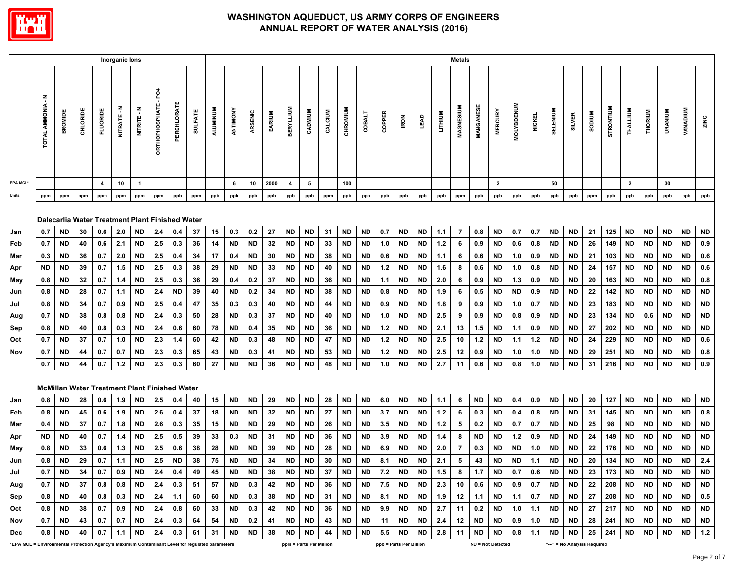# WASHINGTON AQUEDUCT, US ARMY CORPS OF ENGINEERS
# ANNUAL REPORT OF WATER ANALYSIS (2016)

| | Inorganic Ions | | | | | | | | | Metals | | | | | | | | | | | | | | | | | | | | | | | | | | | |
|---|---|---|---|---|---|---|---|---|---|---|---|---|---|---|---|---|---|---|---|---|---|---|---|---|---|---|---|---|---|---|---|---|---|---|---|---|---|
| | TOTAL AMMONIA - N | BROMIDE | CHLORIDE | FLUORIDE | NITRATE - N | NITRITE - N | ORTHOPHOSPHATE - PO4 | PERCHLORATE | SULFATE | ALUMINUM | ANTIMONY | ARSENIC | BARIUM | BERYLLIUM | CADMIUM | CALCIUM | CHROMIUM | COBALT | COPPER | IRON | LEAD | LITHIUM | MAGNESIUM | MANGANESE | MERCURY | MOLYBDENUM | NICKEL | SELENIUM | SILVER | SODIUM | STRONTIUM | THALLIUM | THORIUM | URANIUM | VANADIUM | ZINC |
| EPA MCL* | | | | 4 | 10 | 1 | | | | | 6 | 10 | 2000 | 4 | 5 | | 100 | | | | | | | | 2 | | | 50 | | | | 2 | | 30 | | |
| Units | ppm | ppm | ppm | ppm | ppm | ppm | ppm | ppb | ppm | ppb | ppb | ppb | ppb | ppb | ppb | ppm | ppb | ppb | ppb | ppb | ppb | ppb | ppm | ppb | ppb | ppb | ppb | ppb | ppb | ppm | ppb | ppb | ppb | ppb | ppb | ppb |
| **Dalecarlia Water Treatment Plant Finished Water** | | | | | | | | | | | | | | | | | | | | | | | | | | | | | | | | | | | | |
| Jan | 0.7 | ND | 30 | 0.6 | 2.0 | ND | 2.4 | 0.4 | 37 | 15 | 0.3 | 0.2 | 27 | ND | ND | 31 | ND | ND | 0.7 | ND | ND | 1.1 | 7 | 0.8 | ND | 0.7 | 0.7 | ND | ND | 21 | 125 | ND | ND | ND | ND | ND |
| Feb | 0.7 | ND | 40 | 0.6 | 2.1 | ND | 2.5 | 0.3 | 36 | 14 | ND | ND | 32 | ND | ND | 33 | ND | ND | 1.0 | ND | ND | 1.2 | 6 | 0.9 | ND | 0.6 | 0.8 | ND | ND | 26 | 149 | ND | ND | ND | ND | 0.9 |
| Mar | 0.3 | ND | 36 | 0.7 | 2.0 | ND | 2.5 | 0.4 | 34 | 17 | 0.4 | ND | 30 | ND | ND | 38 | ND | ND | 0.6 | ND | ND | 1.1 | 6 | 0.6 | ND | 1.0 | 0.9 | ND | ND | 21 | 103 | ND | ND | ND | ND | 0.6 |
| Apr | ND | ND | 39 | 0.7 | 1.5 | ND | 2.5 | 0.3 | 38 | 29 | ND | ND | 33 | ND | ND | 40 | ND | ND | 1.2 | ND | ND | 1.6 | 8 | 0.6 | ND | 1.0 | 0.8 | ND | ND | 24 | 157 | ND | ND | ND | ND | 0.6 |
| May | 0.8 | ND | 32 | 0.7 | 1.4 | ND | 2.5 | 0.3 | 36 | 29 | 0.4 | 0.2 | 37 | ND | ND | 36 | ND | ND | 1.1 | ND | ND | 2.0 | 6 | 0.9 | ND | 1.3 | 0.9 | ND | ND | 20 | 163 | ND | ND | ND | ND | 0.8 |
| Jun | 0.8 | ND | 28 | 0.7 | 1.1 | ND | 2.4 | ND | 39 | 40 | ND | 0.2 | 34 | ND | ND | 38 | ND | ND | 0.8 | ND | ND | 1.9 | 6 | 0.5 | ND | ND | 0.9 | ND | ND | 22 | 142 | ND | ND | ND | ND | ND |
| Jul | 0.8 | ND | 34 | 0.7 | 0.9 | ND | 2.5 | 0.4 | 47 | 35 | 0.3 | 0.3 | 40 | ND | ND | 44 | ND | ND | 0.9 | ND | ND | 1.8 | 9 | 0.9 | ND | 1.0 | 0.7 | ND | ND | 23 | 183 | ND | ND | ND | ND | ND |
| Aug | 0.7 | ND | 38 | 0.8 | 0.8 | ND | 2.4 | 0.3 | 50 | 28 | ND | 0.3 | 37 | ND | ND | 40 | ND | ND | 1.0 | ND | ND | 2.5 | 9 | 0.9 | ND | 0.8 | 0.9 | ND | ND | 23 | 134 | ND | 0.6 | ND | ND | ND |
| Sep | 0.8 | ND | 40 | 0.8 | 0.3 | ND | 2.4 | 0.6 | 60 | 78 | ND | 0.4 | 35 | ND | ND | 36 | ND | ND | 1.2 | ND | ND | 2.1 | 13 | 1.5 | ND | 1.1 | 0.9 | ND | ND | 27 | 202 | ND | ND | ND | ND | ND |
| Oct | 0.7 | ND | 37 | 0.7 | 1.0 | ND | 2.3 | 1.4 | 60 | 42 | ND | 0.3 | 48 | ND | ND | 47 | ND | ND | 1.2 | ND | ND | 2.5 | 10 | 1.2 | ND | 1.1 | 1.2 | ND | ND | 24 | 229 | ND | ND | ND | ND | 0.6 |
| Nov | 0.7 | ND | 44 | 0.7 | 0.7 | ND | 2.3 | 0.3 | 65 | 43 | ND | 0.3 | 41 | ND | ND | 53 | ND | ND | 1.2 | ND | ND | 2.5 | 12 | 0.9 | ND | 1.0 | 1.0 | ND | ND | 29 | 251 | ND | ND | ND | ND | 0.8 |
| | 0.7 | ND | 44 | 0.7 | 1.2 | ND | 2.3 | 0.3 | 60 | 27 | ND | ND | 36 | ND | ND | 48 | ND | ND | 1.0 | ND | ND | 2.7 | 11 | 0.6 | ND | 0.8 | 1.0 | ND | ND | 31 | 216 | ND | ND | ND | ND | 0.9 |
| **McMillan Water Treatment Plant Finished Water** | | | | | | | | | | | | | | | | | | | | | | | | | | | | | | | | | | | | |
| Jan | 0.8 | ND | 28 | 0.6 | 1.9 | ND | 2.5 | 0.4 | 40 | 15 | ND | ND | 29 | ND | ND | 28 | ND | ND | 6.0 | ND | ND | 1.1 | 6 | ND | ND | 0.4 | 0.9 | ND | ND | 20 | 127 | ND | ND | ND | ND | ND |
| Feb | 0.8 | ND | 45 | 0.6 | 1.9 | ND | 2.6 | 0.4 | 37 | 18 | ND | ND | 32 | ND | ND | 27 | ND | ND | 3.7 | ND | ND | 1.2 | 6 | 0.3 | ND | 0.4 | 0.8 | ND | ND | 31 | 145 | ND | ND | ND | ND | 0.8 |
| Mar | 0.4 | ND | 37 | 0.7 | 1.8 | ND | 2.6 | 0.3 | 35 | 15 | ND | ND | 29 | ND | ND | 26 | ND | ND | 3.5 | ND | ND | 1.2 | 5 | 0.2 | ND | 0.7 | 0.7 | ND | ND | 25 | 98 | ND | ND | ND | ND | ND |
| Apr | ND | ND | 40 | 0.7 | 1.4 | ND | 2.5 | 0.5 | 39 | 33 | 0.3 | ND | 31 | ND | ND | 36 | ND | ND | 3.9 | ND | ND | 1.4 | 8 | ND | ND | 1.2 | 0.9 | ND | ND | 24 | 149 | ND | ND | ND | ND | ND |
| May | 0.8 | ND | 33 | 0.6 | 1.3 | ND | 2.5 | 0.6 | 38 | 28 | ND | ND | 39 | ND | ND | 28 | ND | ND | 6.9 | ND | ND | 2.0 | 7 | 0.3 | ND | ND | 1.0 | ND | ND | 22 | 176 | ND | ND | ND | ND | ND |
| Jun | 0.8 | ND | 29 | 0.7 | 1.1 | ND | 2.5 | ND | 38 | 75 | ND | ND | 34 | ND | ND | 30 | ND | ND | 8.1 | ND | ND | 2.1 | 5 | 43 | ND | ND | 1.1 | ND | ND | 20 | 134 | ND | ND | ND | ND | 2.4 |
| Jul | 0.7 | ND | 34 | 0.7 | 0.9 | ND | 2.4 | 0.4 | 49 | 45 | ND | ND | 38 | ND | ND | 37 | ND | ND | 7.2 | ND | ND | 1.5 | 8 | 1.7 | ND | 0.7 | 0.6 | ND | ND | 23 | 173 | ND | ND | ND | ND | ND |
| Aug | 0.7 | ND | 37 | 0.8 | 0.8 | ND | 2.4 | 0.3 | 51 | 57 | ND | 0.3 | 42 | ND | ND | 36 | ND | ND | 7.5 | ND | ND | 2.3 | 10 | 0.6 | ND | 0.9 | 0.7 | ND | ND | 22 | 208 | ND | ND | ND | ND | ND |
| Sep | 0.8 | ND | 40 | 0.8 | 0.3 | ND | 2.4 | 1.1 | 60 | 60 | ND | 0.3 | 38 | ND | ND | 31 | ND | ND | 8.1 | ND | ND | 1.9 | 12 | 1.1 | ND | 1.1 | 0.7 | ND | ND | 27 | 208 | ND | ND | ND | ND | 0.5 |
| Oct | 0.8 | ND | 38 | 0.7 | 0.9 | ND | 2.4 | 0.8 | 60 | 33 | ND | 0.3 | 42 | ND | ND | 36 | ND | ND | 9.9 | ND | ND | 2.7 | 11 | 0.2 | ND | 1.0 | 1.1 | ND | ND | 27 | 217 | ND | ND | ND | ND | ND |
| Nov | 0.7 | ND | 43 | 0.7 | 0.7 | ND | 2.4 | 0.3 | 64 | 54 | ND | 0.2 | 41 | ND | ND | 43 | ND | ND | 11 | ND | ND | 2.4 | 12 | ND | ND | 0.9 | 1.0 | ND | ND | 28 | 241 | ND | ND | ND | ND | ND |
| Dec | 0.8 | ND | 40 | 0.7 | 1.1 | ND | 2.4 | 0.3 | 61 | 31 | ND | ND | 38 | ND | ND | 44 | ND | ND | 5.5 | ND | ND | 2.8 | 11 | ND | ND | 0.8 | 1.1 | ND | ND | 25 | 241 | ND | ND | ND | ND | 1.2 |

*EPA MCL = Environmental Protection Agency's Maximum Contaminant Level for regulated parameters     ppm = Parts Per Million     ppb = Parts Per Billion     ND = Not Detected     "---" = No Analysis Required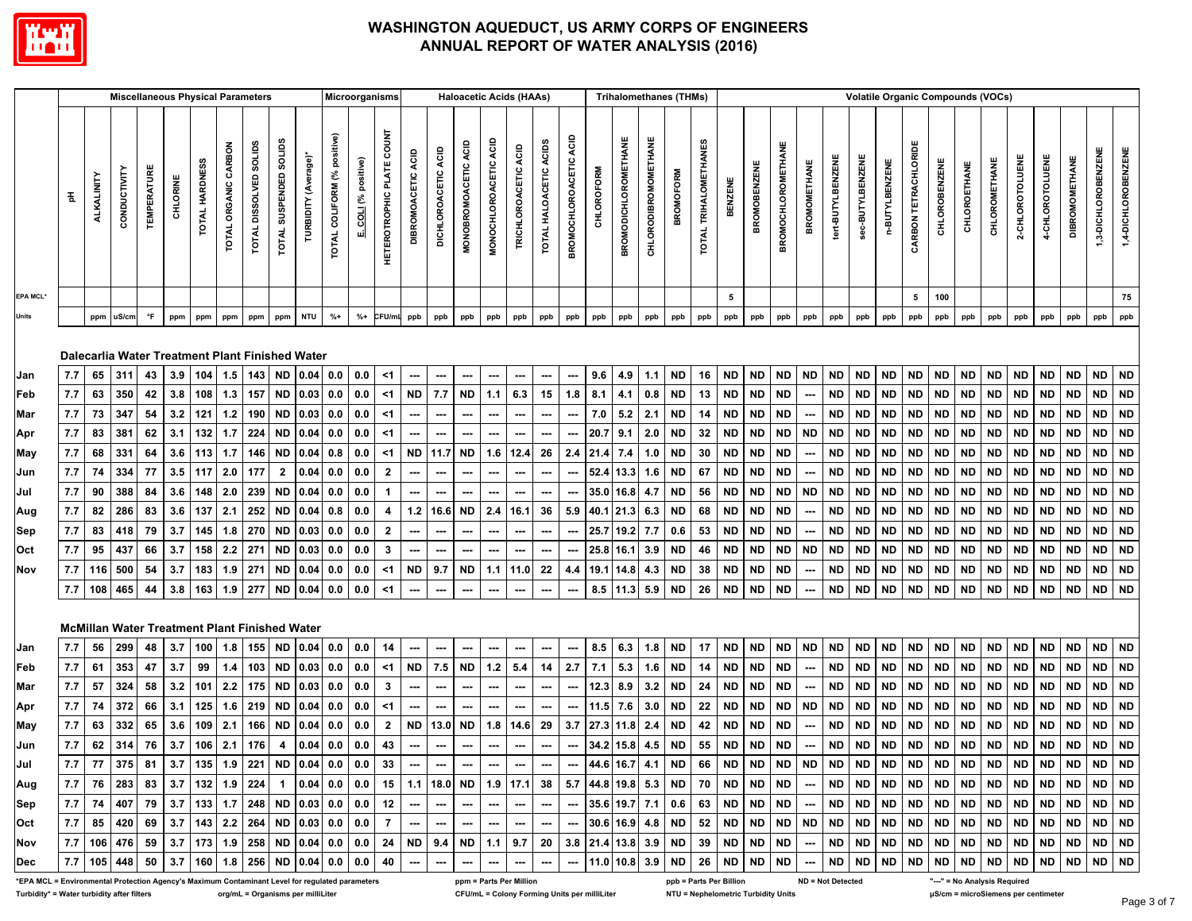# WASHINGTON AQUEDUCT, US ARMY CORPS OF ENGINEERS
## ANNUAL REPORT OF WATER ANALYSIS (2016)

| | Miscellaneous Physical Parameters | | | | | | | | | | Microorganisms | | | Haloacetic Acids (HAAs) | | | | | | | Trihalomethanes (THMs) | | | | | Volatile Organic Compounds (VOCs) | | | | | | | | | | | | | | | | |
|---|---|---|---|---|---|---|---|---|---|---|---|---|---|---|---|---|---|---|---|---|---|---|---|---|---|---|---|---|---|---|---|---|---|---|---|---|---|---|---|---|---|---|
| | pH | ALKALINITY | CONDUCTIVITY | TEMPERATURE | CHLORINE | TOTAL HARDNESS | TOTAL ORGANIC CARBON | TOTAL DISSOLVED SOLIDS | TOTAL SUSPENDED SOLIDS | TURBIDITY (Average)* | TOTAL COLIFORM (% positive) | E. COLI (% positive) | HETEROTROPHIC PLATE COUNT | DIBROMOACETIC ACID | DICHLOROACETIC ACID | MONOBROMOACETIC ACID | MONOCHLOROACETIC ACID | TRICHLOROACETIC ACID | TOTAL HALOACETIC ACIDS | BROMOCHLOROACETIC ACID | CHLOROFORM | BROMODICHLOROMETHANE | CHLORODIBROMOMETHANE | BROMOFORM | TOTAL TRIHALOMETHANES | BENZENE | BROMOBENZENE | BROMOCHLOROMETHANE | BROMOMETHANE | tert-BUTYLBENZENE | sec-BUTYLBENZENE | n-BUTYLBENZENE | CARBON TETRACHLORIDE | CHLOROBENZENE | CHLOROETHANE | CHLOROMETHANE | 2-CHLOROTOLUENE | 4-CHLOROTOLUENE | DIBROMOMETHANE | 1,3-DICHLOROBENZENE | 1,4-DICHLOROBENZENE |
| EPA MCL* | | | | | | | | | | | | | | | | | | | | | | | | | | 5 | | | | | | | 5 | 100 | | | | | | | 75 |
| Units | | ppm | uS/cm | °F | ppm | ppm | ppm | ppm | ppm | NTU | %+ | %+ | CFU/mL | ppb | ppb | ppb | ppb | ppb | ppb | ppb | ppb | ppb | ppb | ppb | ppb | ppb | ppb | ppb | ppb | ppb | ppb | ppb | ppb | ppb | ppb | ppb | ppb | ppb | ppb | ppb | ppb |
| **Dalecarlia Water Treatment Plant Finished Water** | | | | | | | | | | | | | | | | | | | | | | | | | | | | | | | | | | | | | | | | | |
| Jan | 7.7 | 65 | 311 | 43 | 3.9 | 104 | 1.5 | 143 | ND | 0.04 | 0.0 | 0.0 | <1 | --- | --- | --- | --- | --- | --- | --- | 9.6 | 4.9 | 1.1 | ND | 16 | ND | ND | ND | ND | ND | ND | ND | ND | ND | ND | ND | ND | ND | ND | ND | ND |
| Feb | 7.7 | 63 | 350 | 42 | 3.8 | 108 | 1.3 | 157 | ND | 0.03 | 0.0 | 0.0 | <1 | ND | 7.7 | ND | 1.1 | 6.3 | 15 | 1.8 | 8.1 | 4.1 | 0.8 | ND | 13 | ND | ND | ND | --- | ND | ND | ND | ND | ND | ND | ND | ND | ND | ND | ND | ND |
| Mar | 7.7 | 73 | 347 | 54 | 3.2 | 121 | 1.2 | 190 | ND | 0.03 | 0.0 | 0.0 | <1 | --- | --- | --- | --- | --- | --- | --- | 7.0 | 5.2 | 2.1 | ND | 14 | ND | ND | ND | --- | ND | ND | ND | ND | ND | ND | ND | ND | ND | ND | ND | ND |
| Apr | 7.7 | 83 | 381 | 62 | 3.1 | 132 | 1.7 | 224 | ND | 0.04 | 0.0 | 0.0 | <1 | --- | --- | --- | --- | --- | --- | --- | 20.7 | 9.1 | 2.0 | ND | 32 | ND | ND | ND | ND | ND | ND | ND | ND | ND | ND | ND | ND | ND | ND | ND | ND |
| May | 7.7 | 68 | 331 | 64 | 3.6 | 113 | 1.7 | 146 | ND | 0.04 | 0.8 | 0.0 | <1 | ND | 11.7 | ND | 1.6 | 12.4 | 26 | 2.4 | 21.4 | 7.4 | 1.0 | ND | 30 | ND | ND | ND | --- | ND | ND | ND | ND | ND | ND | ND | ND | ND | ND | ND | ND |
| Jun | 7.7 | 74 | 334 | 77 | 3.5 | 117 | 2.0 | 177 | 2 | 0.04 | 0.0 | 0.0 | 2 | --- | --- | --- | --- | --- | --- | --- | 52.4 | 13.3 | 1.6 | ND | 67 | ND | ND | ND | --- | ND | ND | ND | ND | ND | ND | ND | ND | ND | ND | ND | ND |
| Jul | 7.7 | 90 | 388 | 84 | 3.6 | 148 | 2.0 | 239 | ND | 0.04 | 0.0 | 0.0 | 1 | --- | --- | --- | --- | --- | --- | --- | 35.0 | 16.8 | 4.7 | ND | 56 | ND | ND | ND | ND | ND | ND | ND | ND | ND | ND | ND | ND | ND | ND | ND | ND |
| Aug | 7.7 | 82 | 286 | 83 | 3.6 | 137 | 2.1 | 252 | ND | 0.04 | 0.8 | 0.0 | 4 | 1.2 | 16.6 | ND | 2.4 | 16.1 | 36 | 5.9 | 40.1 | 21.3 | 6.3 | ND | 68 | ND | ND | ND | --- | ND | ND | ND | ND | ND | ND | ND | ND | ND | ND | ND | ND |
| Sep | 7.7 | 83 | 418 | 79 | 3.7 | 145 | 1.8 | 270 | ND | 0.03 | 0.0 | 0.0 | 2 | --- | --- | --- | --- | --- | --- | --- | 25.7 | 19.2 | 7.7 | 0.6 | 53 | ND | ND | ND | --- | ND | ND | ND | ND | ND | ND | ND | ND | ND | ND | ND | ND |
| Oct | 7.7 | 95 | 437 | 66 | 3.7 | 158 | 2.2 | 271 | ND | 0.03 | 0.0 | 0.0 | 3 | --- | --- | --- | --- | --- | --- | --- | 25.8 | 16.1 | 3.9 | ND | 46 | ND | ND | ND | ND | ND | ND | ND | ND | ND | ND | ND | ND | ND | ND | ND | ND |
| Nov | 7.7 | 116 | 500 | 54 | 3.7 | 183 | 1.9 | 271 | ND | 0.04 | 0.0 | 0.0 | <1 | ND | 9.7 | ND | 1.1 | 11.0 | 22 | 4.4 | 19.1 | 14.8 | 4.3 | ND | 38 | ND | ND | ND | --- | ND | ND | ND | ND | ND | ND | ND | ND | ND | ND | ND | ND |
| | 7.7 | 108 | 465 | 44 | 3.8 | 163 | 1.9 | 277 | ND | 0.04 | 0.0 | 0.0 | <1 | --- | --- | --- | --- | --- | --- | --- | 8.5 | 11.3 | 5.9 | ND | 26 | ND | ND | ND | --- | ND | ND | ND | ND | ND | ND | ND | ND | ND | ND | ND | ND |
| **McMillan Water Treatment Plant Finished Water** | | | | | | | | | | | | | | | | | | | | | | | | | | | | | | | | | | | | | | | | | |
| Jan | 7.7 | 56 | 299 | 48 | 3.7 | 100 | 1.8 | 155 | ND | 0.04 | 0.0 | 0.0 | 14 | --- | --- | --- | --- | --- | --- | --- | 8.5 | 6.3 | 1.8 | ND | 17 | ND | ND | ND | ND | ND | ND | ND | ND | ND | ND | ND | ND | ND | ND | ND | ND |
| Feb | 7.7 | 61 | 353 | 47 | 3.7 | 99 | 1.4 | 103 | ND | 0.03 | 0.0 | 0.0 | <1 | ND | 7.5 | ND | 1.2 | 5.4 | 14 | 2.7 | 7.1 | 5.3 | 1.6 | ND | 14 | ND | ND | ND | --- | ND | ND | ND | ND | ND | ND | ND | ND | ND | ND | ND | ND |
| Mar | 7.7 | 57 | 324 | 58 | 3.2 | 101 | 2.2 | 175 | ND | 0.03 | 0.0 | 0.0 | 3 | --- | --- | --- | --- | --- | --- | --- | 12.3 | 8.9 | 3.2 | ND | 24 | ND | ND | ND | --- | ND | ND | ND | ND | ND | ND | ND | ND | ND | ND | ND | ND |
| Apr | 7.7 | 74 | 372 | 66 | 3.1 | 125 | 1.6 | 219 | ND | 0.04 | 0.0 | 0.0 | <1 | --- | --- | --- | --- | --- | --- | --- | 11.5 | 7.6 | 3.0 | ND | 22 | ND | ND | ND | ND | ND | ND | ND | ND | ND | ND | ND | ND | ND | ND | ND | ND |
| May | 7.7 | 63 | 332 | 65 | 3.6 | 109 | 2.1 | 166 | ND | 0.04 | 0.0 | 0.0 | 2 | ND | 13.0 | ND | 1.8 | 14.6 | 29 | 3.7 | 27.3 | 11.8 | 2.4 | ND | 42 | ND | ND | ND | --- | ND | ND | ND | ND | ND | ND | ND | ND | ND | ND | ND | ND |
| Jun | 7.7 | 62 | 314 | 76 | 3.7 | 106 | 2.1 | 176 | 4 | 0.04 | 0.0 | 0.0 | 43 | --- | --- | --- | --- | --- | --- | --- | 34.2 | 15.8 | 4.5 | ND | 55 | ND | ND | ND | --- | ND | ND | ND | ND | ND | ND | ND | ND | ND | ND | ND | ND |
| Jul | 7.7 | 77 | 375 | 81 | 3.7 | 135 | 1.9 | 221 | ND | 0.04 | 0.0 | 0.0 | 33 | --- | --- | --- | --- | --- | --- | --- | 44.6 | 16.7 | 4.1 | ND | 66 | ND | ND | ND | ND | ND | ND | ND | ND | ND | ND | ND | ND | ND | ND | ND | ND |
| Aug | 7.7 | 76 | 283 | 83 | 3.7 | 132 | 1.9 | 224 | 1 | 0.04 | 0.0 | 0.0 | 15 | 1.1 | 18.0 | ND | 1.9 | 17.1 | 38 | 5.7 | 44.8 | 19.8 | 5.3 | ND | 70 | ND | ND | ND | --- | ND | ND | ND | ND | ND | ND | ND | ND | ND | ND | ND | ND |
| Sep | 7.7 | 74 | 407 | 79 | 3.7 | 133 | 1.7 | 248 | ND | 0.03 | 0.0 | 0.0 | 12 | --- | --- | --- | --- | --- | --- | --- | 35.6 | 19.7 | 7.1 | 0.6 | 63 | ND | ND | ND | --- | ND | ND | ND | ND | ND | ND | ND | ND | ND | ND | ND | ND |
| Oct | 7.7 | 85 | 420 | 69 | 3.7 | 143 | 2.2 | 264 | ND | 0.03 | 0.0 | 0.0 | 7 | --- | --- | --- | --- | --- | --- | --- | 30.6 | 16.9 | 4.8 | ND | 52 | ND | ND | ND | ND | ND | ND | ND | ND | ND | ND | ND | ND | ND | ND | ND | ND |
| Nov | 7.7 | 106 | 476 | 59 | 3.7 | 173 | 1.9 | 258 | ND | 0.04 | 0.0 | 0.0 | 24 | ND | 9.4 | ND | 1.1 | 9.7 | 20 | 3.8 | 21.4 | 13.8 | 3.9 | ND | 39 | ND | ND | ND | --- | ND | ND | ND | ND | ND | ND | ND | ND | ND | ND | ND | ND |
| Dec | 7.7 | 105 | 448 | 50 | 3.7 | 160 | 1.8 | 256 | ND | 0.04 | 0.0 | 0.0 | 40 | --- | --- | --- | --- | --- | --- | --- | 11.0 | 10.8 | 3.9 | ND | 26 | ND | ND | ND | --- | ND | ND | ND | ND | ND | ND | ND | ND | ND | ND | ND | ND |

*EPA MCL = Environmental Protection Agency's Maximum Contaminant Level for regulated parameters
Turbidity* = Water turbidity after filters
org/mL = Organisms per milliLiter
ppm = Parts Per Million
CFU/mL = Colony Forming Units per milliLiter
ppb = Parts Per Billion
NTU = Nephelometric Turbidity Units
ND = Not Detected
"---" = No Analysis Required
μS/cm = microSiemens per centimeter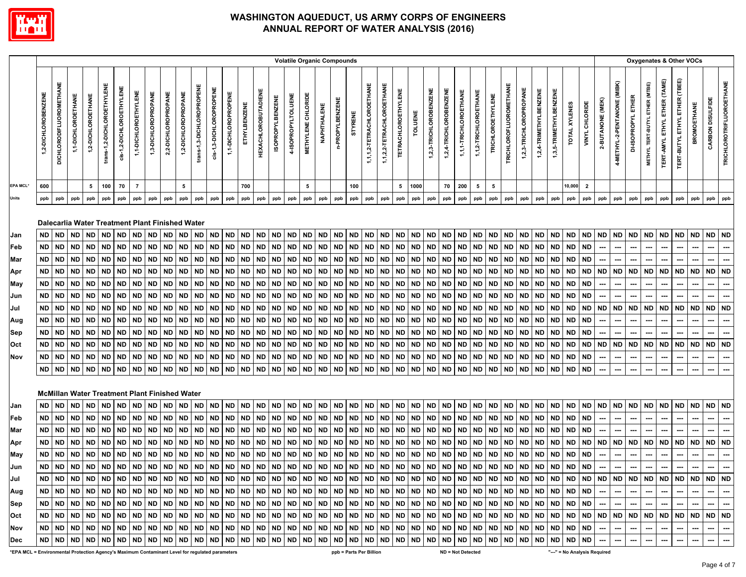# WASHINGTON AQUEDUCT, US ARMY CORPS OF ENGINEERS
# ANNUAL REPORT OF WATER ANALYSIS (2016)

| | Volatile Organic Compounds | | | | | | | | | | | | | | | | | | | | | | | | | | | | | | | | | | | | Oxygenates & Other VOCs | | | | | | | | |
|---|---|---|---|---|---|---|---|---|---|---|---|---|---|---|---|---|---|---|---|---|---|---|---|---|---|---|---|---|---|---|---|---|---|---|---|---|---|---|---|---|---|---|---|---|---|
| | 1,2-DICHLOROBENZENE | DICHLORODIFLUOROMETHANE | 1,1-DICHLOROETHANE | 1,2-DICHLOROETHANE | trans-1,2-DICHLOROETHYLENE | cis-1,2-DICHLOROETHYLENE | 1,1-DICHLOROETHYLENE | 1,3-DICHLOROPROPANE | 2,2-DICHLOROPROPANE | 1,2-DICHLOROPROPANE | trans-1,3-DICHLOROPROPENE | cis-1,3-DICHLOROPROPENE | 1,1-DICHLOROPROPENE | ETHYLBENZENE | HEXACHLOROBUTADIENE | ISOPROPYLBENZENE | 4-ISOPROPYLTOLUENE | METHYLENE CHLORIDE | NAPHTHALENE | n-PROPYLBENZENE | STYRENE | 1,1,1,2-TETRACHLOROETHANE | 1,1,2,2-TETRACHLOROETHANE | TETRACHLOROETHYLENE | TOLUENE | 1,2,3-TRICHLOROBENZENE | 1,2,4-TRICHLOROBENZENE | 1,1,1-TRICHLOROETHANE | 1,1,2-TRICHLOROETHANE | TRICHLOROETHYLENE | TRICHLOROFLUOROMETHANE | 1,2,3-TRICHLOROPROPANE | 1,2,4-TRIMETHYLBENZENE | 1,3,5-TRIMETHYLBENZENE | TOTAL XYLENES | VINYL CHLORIDE | 2-BUTANONE (MEK) | 4-METHYL-2-PENTANONE (MIBK) | DI-ISOPROPYL ETHER | METHYL TERT-BUTYL ETHER (MTBE) | TERT-AMYL ETHYL ETHER (TAME) | TERT-BUTYL ETHYL ETHER (TBEE) | BROMOETHANE | CARBON DISULFIDE | TRICHLOROTRIFLUOROETHANE |
| EPA MCL* | 600 | | | 5 | 100 | 70 | 7 | | | 5 | | | | 700 | | | | 5 | | | 100 | | | 5 | 1000 | | 70 | 200 | 5 | 5 | | | | | 10,000 | 2 | | | | | | | | | |
| Units | ppb | ppb | ppb | ppb | ppb | ppb | ppb | ppb | ppb | ppb | ppb | ppb | ppb | ppb | ppb | ppb | ppb | ppb | ppb | ppb | ppb | ppb | ppb | ppb | ppb | ppb | ppb | ppb | ppb | ppb | ppb | ppb | ppb | ppb | ppb | ppb | ppb | ppb | ppb | ppb | ppb | ppb | ppb | ppb | ppb |
| **Dalecarlia Water Treatment Plant Finished Water** | | | | | | | | | | | | | | | | | | | | | | | | | | | | | | | | | | | | | | | | | | | | | |
| Jan | ND | ND | ND | ND | ND | ND | ND | ND | ND | ND | ND | ND | ND | ND | ND | ND | ND | ND | ND | ND | ND | ND | ND | ND | ND | ND | ND | ND | ND | ND | ND | ND | ND | ND | ND | ND | ND | ND | ND | ND | ND | ND | ND | ND | ND |
| Feb | ND | ND | ND | ND | ND | ND | ND | ND | ND | ND | ND | ND | ND | ND | ND | ND | ND | ND | ND | ND | ND | ND | ND | ND | ND | ND | ND | ND | ND | ND | ND | ND | ND | ND | ND | ND | --- | --- | --- | --- | --- | --- | --- | --- | --- |
| Mar | ND | ND | ND | ND | ND | ND | ND | ND | ND | ND | ND | ND | ND | ND | ND | ND | ND | ND | ND | ND | ND | ND | ND | ND | ND | ND | ND | ND | ND | ND | ND | ND | ND | ND | ND | ND | --- | --- | --- | --- | --- | --- | --- | --- | --- |
| Apr | ND | ND | ND | ND | ND | ND | ND | ND | ND | ND | ND | ND | ND | ND | ND | ND | ND | ND | ND | ND | ND | ND | ND | ND | ND | ND | ND | ND | ND | ND | ND | ND | ND | ND | ND | ND | ND | ND | ND | ND | ND | ND | ND | ND | ND |
| May | ND | ND | ND | ND | ND | ND | ND | ND | ND | ND | ND | ND | ND | ND | ND | ND | ND | ND | ND | ND | ND | ND | ND | ND | ND | ND | ND | ND | ND | ND | ND | ND | ND | ND | ND | ND | --- | --- | --- | --- | --- | --- | --- | --- | --- |
| Jun | ND | ND | ND | ND | ND | ND | ND | ND | ND | ND | ND | ND | ND | ND | ND | ND | ND | ND | ND | ND | ND | ND | ND | ND | ND | ND | ND | ND | ND | ND | ND | ND | ND | ND | ND | ND | --- | --- | --- | --- | --- | --- | --- | --- | --- |
| Jul | ND | ND | ND | ND | ND | ND | ND | ND | ND | ND | ND | ND | ND | ND | ND | ND | ND | ND | ND | ND | ND | ND | ND | ND | ND | ND | ND | ND | ND | ND | ND | ND | ND | ND | ND | ND | ND | ND | ND | ND | ND | ND | ND | ND | ND |
| Aug | ND | ND | ND | ND | ND | ND | ND | ND | ND | ND | ND | ND | ND | ND | ND | ND | ND | ND | ND | ND | ND | ND | ND | ND | ND | ND | ND | ND | ND | ND | ND | ND | ND | ND | ND | ND | --- | --- | --- | --- | --- | --- | --- | --- | --- |
| Sep | ND | ND | ND | ND | ND | ND | ND | ND | ND | ND | ND | ND | ND | ND | ND | ND | ND | ND | ND | ND | ND | ND | ND | ND | ND | ND | ND | ND | ND | ND | ND | ND | ND | ND | ND | ND | --- | --- | --- | --- | --- | --- | --- | --- | --- |
| Oct | ND | ND | ND | ND | ND | ND | ND | ND | ND | ND | ND | ND | ND | ND | ND | ND | ND | ND | ND | ND | ND | ND | ND | ND | ND | ND | ND | ND | ND | ND | ND | ND | ND | ND | ND | ND | ND | ND | ND | ND | ND | ND | ND | ND | ND |
| Nov | ND | ND | ND | ND | ND | ND | ND | ND | ND | ND | ND | ND | ND | ND | ND | ND | ND | ND | ND | ND | ND | ND | ND | ND | ND | ND | ND | ND | ND | ND | ND | ND | ND | ND | ND | ND | --- | --- | --- | --- | --- | --- | --- | --- | --- |
| | ND | ND | ND | ND | ND | ND | ND | ND | ND | ND | ND | ND | ND | ND | ND | ND | ND | ND | ND | ND | ND | ND | ND | ND | ND | ND | ND | ND | ND | ND | ND | ND | ND | ND | ND | ND | --- | --- | --- | --- | --- | --- | --- | --- | --- |
| **McMillan Water Treatment Plant Finished Water** | | | | | | | | | | | | | | | | | | | | | | | | | | | | | | | | | | | | | | | | | | | | | |
| Jan | ND | ND | ND | ND | ND | ND | ND | ND | ND | ND | ND | ND | ND | ND | ND | ND | ND | ND | ND | ND | ND | ND | ND | ND | ND | ND | ND | ND | ND | ND | ND | ND | ND | ND | ND | ND | ND | ND | ND | ND | ND | ND | ND | ND | ND |
| Feb | ND | ND | ND | ND | ND | ND | ND | ND | ND | ND | ND | ND | ND | ND | ND | ND | ND | ND | ND | ND | ND | ND | ND | ND | ND | ND | ND | ND | ND | ND | ND | ND | ND | ND | ND | ND | --- | --- | --- | --- | --- | --- | --- | --- | --- |
| Mar | ND | ND | ND | ND | ND | ND | ND | ND | ND | ND | ND | ND | ND | ND | ND | ND | ND | ND | ND | ND | ND | ND | ND | ND | ND | ND | ND | ND | ND | ND | ND | ND | ND | ND | ND | ND | --- | --- | --- | --- | --- | --- | --- | --- | --- |
| Apr | ND | ND | ND | ND | ND | ND | ND | ND | ND | ND | ND | ND | ND | ND | ND | ND | ND | ND | ND | ND | ND | ND | ND | ND | ND | ND | ND | ND | ND | ND | ND | ND | ND | ND | ND | ND | ND | ND | ND | ND | ND | ND | ND | ND | ND |
| May | ND | ND | ND | ND | ND | ND | ND | ND | ND | ND | ND | ND | ND | ND | ND | ND | ND | ND | ND | ND | ND | ND | ND | ND | ND | ND | ND | ND | ND | ND | ND | ND | ND | ND | ND | ND | --- | --- | --- | --- | --- | --- | --- | --- | --- |
| Jun | ND | ND | ND | ND | ND | ND | ND | ND | ND | ND | ND | ND | ND | ND | ND | ND | ND | ND | ND | ND | ND | ND | ND | ND | ND | ND | ND | ND | ND | ND | ND | ND | ND | ND | ND | ND | --- | --- | --- | --- | --- | --- | --- | --- | --- |
| Jul | ND | ND | ND | ND | ND | ND | ND | ND | ND | ND | ND | ND | ND | ND | ND | ND | ND | ND | ND | ND | ND | ND | ND | ND | ND | ND | ND | ND | ND | ND | ND | ND | ND | ND | ND | ND | ND | ND | ND | ND | ND | ND | ND | ND | ND |
| Aug | ND | ND | ND | ND | ND | ND | ND | ND | ND | ND | ND | ND | ND | ND | ND | ND | ND | ND | ND | ND | ND | ND | ND | ND | ND | ND | ND | ND | ND | ND | ND | ND | ND | ND | ND | ND | --- | --- | --- | --- | --- | --- | --- | --- | --- |
| Sep | ND | ND | ND | ND | ND | ND | ND | ND | ND | ND | ND | ND | ND | ND | ND | ND | ND | ND | ND | ND | ND | ND | ND | ND | ND | ND | ND | ND | ND | ND | ND | ND | ND | ND | ND | ND | --- | --- | --- | --- | --- | --- | --- | --- | --- |
| Oct | ND | ND | ND | ND | ND | ND | ND | ND | ND | ND | ND | ND | ND | ND | ND | ND | ND | ND | ND | ND | ND | ND | ND | ND | ND | ND | ND | ND | ND | ND | ND | ND | ND | ND | ND | ND | ND | ND | ND | ND | ND | ND | ND | ND | ND |
| Nov | ND | ND | ND | ND | ND | ND | ND | ND | ND | ND | ND | ND | ND | ND | ND | ND | ND | ND | ND | ND | ND | ND | ND | ND | ND | ND | ND | ND | ND | ND | ND | ND | ND | ND | ND | ND | --- | --- | --- | --- | --- | --- | --- | --- | --- |
| Dec | ND | ND | ND | ND | ND | ND | ND | ND | ND | ND | ND | ND | ND | ND | ND | ND | ND | ND | ND | ND | ND | ND | ND | ND | ND | ND | ND | ND | ND | ND | ND | ND | ND | ND | ND | ND | --- | --- | --- | --- | --- | --- | --- | --- | --- |

*EPA MCL = Environmental Protection Agency's Maximum Contaminant Level for regulated parameters

ppb = Parts Per Billion

ND = Not Detected

"---" = No Analysis Required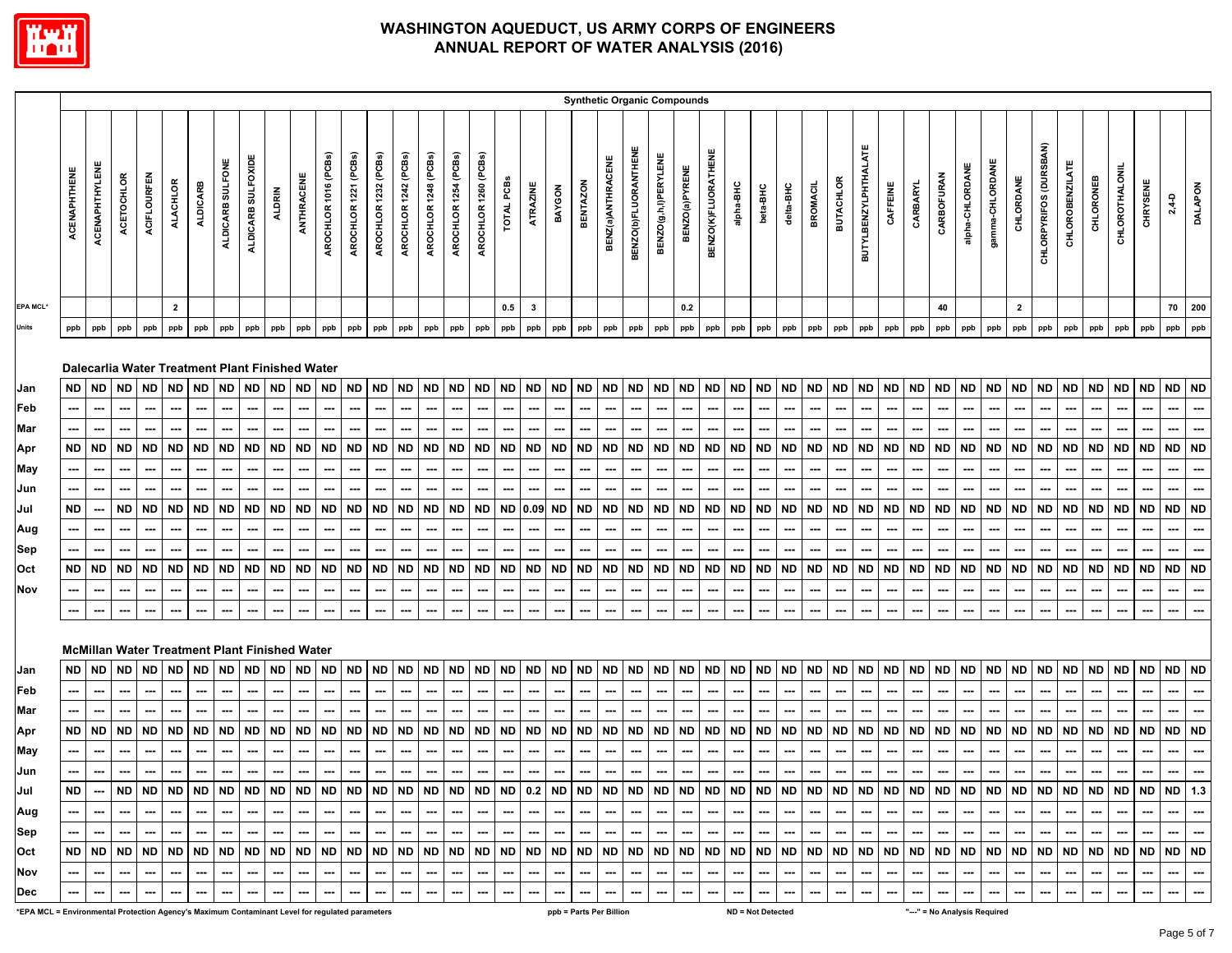# WASHINGTON AQUEDUCT, US ARMY CORPS OF ENGINEERS
# ANNUAL REPORT OF WATER ANALYSIS (2016)

| | Synthetic Organic Compounds | | | | | | | | | | | | | | | | | | | | | | | | | | | | | | | | | | | | | | | | | | | | |
|---|---|---|---|---|---|---|---|---|---|---|---|---|---|---|---|---|---|---|---|---|---|---|---|---|---|---|---|---|---|---|---|---|---|---|---|---|---|---|---|---|---|---|---|---|---|
| | ACENAPHTHENE | ACENAPHTHYLENE | ACETOCHLOR | ACIFLOURFEN | ALACHLOR | ALDICARB | ALDICARB SULFONE | ALDICARB SULFOXIDE | ALDRIN | ANTHRACENE | AROCHLOR 1016 (PCBs) | AROCHLOR 1221 (PCBs) | AROCHLOR 1232 (PCBs) | AROCHLOR 1242 (PCBs) | AROCHLOR 1248 (PCBs) | AROCHLOR 1254 (PCBs) | AROCHLOR 1260 (PCBs) | TOTAL PCBs | ATRAZINE | BAYGON | BENTAZON | BENZ(a)ANTHRACENE | BENZO(b)FLUORANTHENE | BENZO(g,h,i)PERYLENE | BENZO(a)PYRENE | BENZO(K)FLUORATHENE | alpha-BHC | beta-BHC | delta-BHC | BROMACIL | BUTACHLOR | BUTYLBENZYLPHTHALATE | CAFFEINE | CARBARYL | CARBOFURAN | alpha-CHLORDANE | gamma-CHLORDANE | CHLORDANE | CHLORPYRIFOS (DURSBAN) | CHLOROBENZILATE | CHLORONEB | CHLOROTHALONIL | CHRYSENE | 2,4-D | DALAPON |
| EPA MCL* | | | | | 2 | | | | | | | | | | | | | 0.5 | 3 | | | | | | 0.2 | | | | | | | | | | 40 | | | 2 | | | | | | 70 | 200 |
| Units | ppb | ppb | ppb | ppb | ppb | ppb | ppb | ppb | ppb | ppb | ppb | ppb | ppb | ppb | ppb | ppb | ppb | ppb | ppb | ppb | ppb | ppb | ppb | ppb | ppb | ppb | ppb | ppb | ppb | ppb | ppb | ppb | ppb | ppb | ppb | ppb | ppb | ppb | ppb | ppb | ppb | ppb | ppb | ppb | ppb |
| **Dalecarlia Water Treatment Plant Finished Water** | | | | | | | | | | | | | | | | | | | | | | | | | | | | | | | | | | | | | | | | | | | | | |
| Jan | ND | ND | ND | ND | ND | ND | ND | ND | ND | ND | ND | ND | ND | ND | ND | ND | ND | ND | ND | ND | ND | ND | ND | ND | ND | ND | ND | ND | ND | ND | ND | ND | ND | ND | ND | ND | ND | ND | ND | ND | ND | ND | ND | ND | ND |
| Feb | --- | --- | --- | --- | --- | --- | --- | --- | --- | --- | --- | --- | --- | --- | --- | --- | --- | --- | --- | --- | --- | --- | --- | --- | --- | --- | --- | --- | --- | --- | --- | --- | --- | --- | --- | --- | --- | --- | --- | --- | --- | --- | --- | --- | --- |
| Mar | --- | --- | --- | --- | --- | --- | --- | --- | --- | --- | --- | --- | --- | --- | --- | --- | --- | --- | --- | --- | --- | --- | --- | --- | --- | --- | --- | --- | --- | --- | --- | --- | --- | --- | --- | --- | --- | --- | --- | --- | --- | --- | --- | --- | --- |
| Apr | ND | ND | ND | ND | ND | ND | ND | ND | ND | ND | ND | ND | ND | ND | ND | ND | ND | ND | ND | ND | ND | ND | ND | ND | ND | ND | ND | ND | ND | ND | ND | ND | ND | ND | ND | ND | ND | ND | ND | ND | ND | ND | ND | ND | ND |
| May | --- | --- | --- | --- | --- | --- | --- | --- | --- | --- | --- | --- | --- | --- | --- | --- | --- | --- | --- | --- | --- | --- | --- | --- | --- | --- | --- | --- | --- | --- | --- | --- | --- | --- | --- | --- | --- | --- | --- | --- | --- | --- | --- | --- | --- |
| Jun | --- | --- | --- | --- | --- | --- | --- | --- | --- | --- | --- | --- | --- | --- | --- | --- | --- | --- | --- | --- | --- | --- | --- | --- | --- | --- | --- | --- | --- | --- | --- | --- | --- | --- | --- | --- | --- | --- | --- | --- | --- | --- | --- | --- | --- |
| Jul | ND | --- | ND | ND | ND | ND | ND | ND | ND | ND | ND | ND | ND | ND | ND | ND | ND | ND | 0.09 | ND | ND | ND | ND | ND | ND | ND | ND | ND | ND | ND | ND | ND | ND | ND | ND | ND | ND | ND | ND | ND | ND | ND | ND | ND | ND |
| Aug | --- | --- | --- | --- | --- | --- | --- | --- | --- | --- | --- | --- | --- | --- | --- | --- | --- | --- | --- | --- | --- | --- | --- | --- | --- | --- | --- | --- | --- | --- | --- | --- | --- | --- | --- | --- | --- | --- | --- | --- | --- | --- | --- | --- | --- |
| Sep | --- | --- | --- | --- | --- | --- | --- | --- | --- | --- | --- | --- | --- | --- | --- | --- | --- | --- | --- | --- | --- | --- | --- | --- | --- | --- | --- | --- | --- | --- | --- | --- | --- | --- | --- | --- | --- | --- | --- | --- | --- | --- | --- | --- | --- |
| Oct | ND | ND | ND | ND | ND | ND | ND | ND | ND | ND | ND | ND | ND | ND | ND | ND | ND | ND | ND | ND | ND | ND | ND | ND | ND | ND | ND | ND | ND | ND | ND | ND | ND | ND | ND | ND | ND | ND | ND | ND | ND | ND | ND | ND | ND |
| Nov | --- | --- | --- | --- | --- | --- | --- | --- | --- | --- | --- | --- | --- | --- | --- | --- | --- | --- | --- | --- | --- | --- | --- | --- | --- | --- | --- | --- | --- | --- | --- | --- | --- | --- | --- | --- | --- | --- | --- | --- | --- | --- | --- | --- | --- |
| | --- | --- | --- | --- | --- | --- | --- | --- | --- | --- | --- | --- | --- | --- | --- | --- | --- | --- | --- | --- | --- | --- | --- | --- | --- | --- | --- | --- | --- | --- | --- | --- | --- | --- | --- | --- | --- | --- | --- | --- | --- | --- | --- | --- | --- |
| **McMillan Water Treatment Plant Finished Water** | | | | | | | | | | | | | | | | | | | | | | | | | | | | | | | | | | | | | | | | | | | | | |
| Jan | ND | ND | ND | ND | ND | ND | ND | ND | ND | ND | ND | ND | ND | ND | ND | ND | ND | ND | ND | ND | ND | ND | ND | ND | ND | ND | ND | ND | ND | ND | ND | ND | ND | ND | ND | ND | ND | ND | ND | ND | ND | ND | ND | ND | ND |
| Feb | --- | --- | --- | --- | --- | --- | --- | --- | --- | --- | --- | --- | --- | --- | --- | --- | --- | --- | --- | --- | --- | --- | --- | --- | --- | --- | --- | --- | --- | --- | --- | --- | --- | --- | --- | --- | --- | --- | --- | --- | --- | --- | --- | --- | --- |
| Mar | --- | --- | --- | --- | --- | --- | --- | --- | --- | --- | --- | --- | --- | --- | --- | --- | --- | --- | --- | --- | --- | --- | --- | --- | --- | --- | --- | --- | --- | --- | --- | --- | --- | --- | --- | --- | --- | --- | --- | --- | --- | --- | --- | --- | --- |
| Apr | ND | ND | ND | ND | ND | ND | ND | ND | ND | ND | ND | ND | ND | ND | ND | ND | ND | ND | ND | ND | ND | ND | ND | ND | ND | ND | ND | ND | ND | ND | ND | ND | ND | ND | ND | ND | ND | ND | ND | ND | ND | ND | ND | ND | ND |
| May | --- | --- | --- | --- | --- | --- | --- | --- | --- | --- | --- | --- | --- | --- | --- | --- | --- | --- | --- | --- | --- | --- | --- | --- | --- | --- | --- | --- | --- | --- | --- | --- | --- | --- | --- | --- | --- | --- | --- | --- | --- | --- | --- | --- | --- |
| Jun | --- | --- | --- | --- | --- | --- | --- | --- | --- | --- | --- | --- | --- | --- | --- | --- | --- | --- | --- | --- | --- | --- | --- | --- | --- | --- | --- | --- | --- | --- | --- | --- | --- | --- | --- | --- | --- | --- | --- | --- | --- | --- | --- | --- | --- |
| Jul | ND | --- | ND | ND | ND | ND | ND | ND | ND | ND | ND | ND | ND | ND | ND | ND | ND | ND | 0.2 | ND | ND | ND | ND | ND | ND | ND | ND | ND | ND | ND | ND | ND | ND | ND | ND | ND | ND | ND | ND | ND | ND | ND | ND | ND | 1.3 |
| Aug | --- | --- | --- | --- | --- | --- | --- | --- | --- | --- | --- | --- | --- | --- | --- | --- | --- | --- | --- | --- | --- | --- | --- | --- | --- | --- | --- | --- | --- | --- | --- | --- | --- | --- | --- | --- | --- | --- | --- | --- | --- | --- | --- | --- | --- |
| Sep | --- | --- | --- | --- | --- | --- | --- | --- | --- | --- | --- | --- | --- | --- | --- | --- | --- | --- | --- | --- | --- | --- | --- | --- | --- | --- | --- | --- | --- | --- | --- | --- | --- | --- | --- | --- | --- | --- | --- | --- | --- | --- | --- | --- | --- |
| Oct | ND | ND | ND | ND | ND | ND | ND | ND | ND | ND | ND | ND | ND | ND | ND | ND | ND | ND | ND | ND | ND | ND | ND | ND | ND | ND | ND | ND | ND | ND | ND | ND | ND | ND | ND | ND | ND | ND | ND | ND | ND | ND | ND | ND | ND |
| Nov | --- | --- | --- | --- | --- | --- | --- | --- | --- | --- | --- | --- | --- | --- | --- | --- | --- | --- | --- | --- | --- | --- | --- | --- | --- | --- | --- | --- | --- | --- | --- | --- | --- | --- | --- | --- | --- | --- | --- | --- | --- | --- | --- | --- | --- |
| Dec | --- | --- | --- | --- | --- | --- | --- | --- | --- | --- | --- | --- | --- | --- | --- | --- | --- | --- | --- | --- | --- | --- | --- | --- | --- | --- | --- | --- | --- | --- | --- | --- | --- | --- | --- | --- | --- | --- | --- | --- | --- | --- | --- | --- | --- |

*EPA MCL = Environmental Protection Agency's Maximum Contaminant Level for regulated parameters &nbsp;&nbsp; ppb = Parts Per Billion &nbsp;&nbsp; ND = Not Detected &nbsp;&nbsp; "---" = No Analysis Required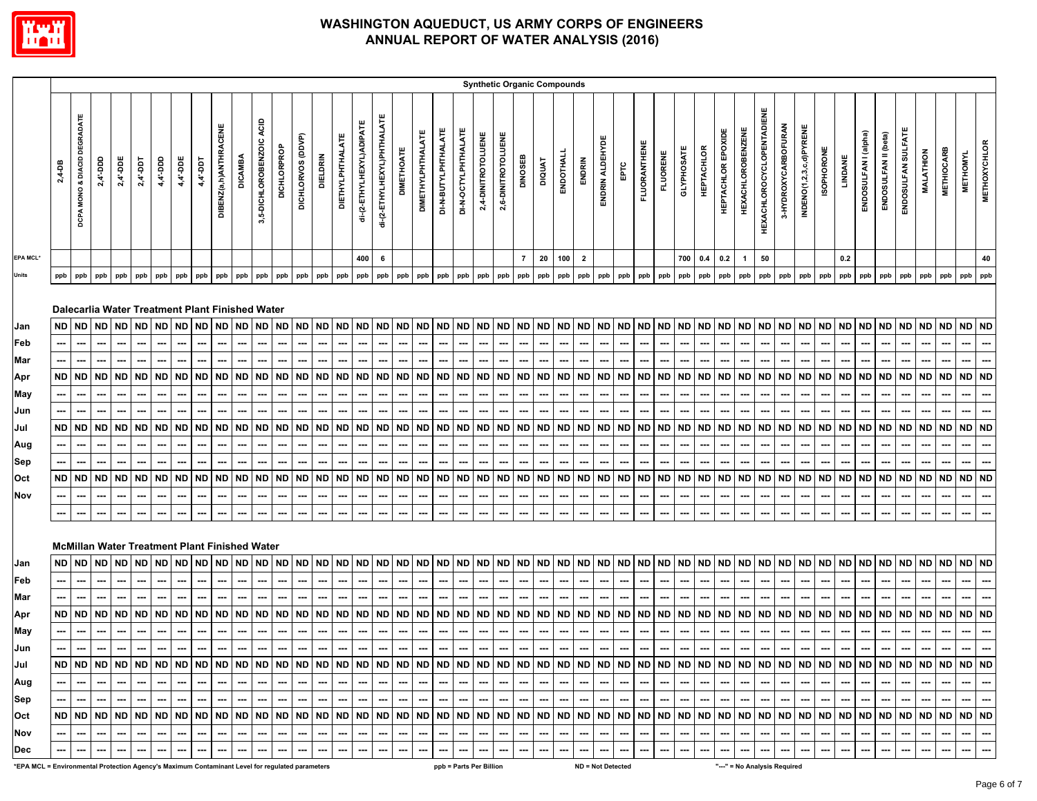# WASHINGTON AQUEDUCT, US ARMY CORPS OF ENGINEERS
# ANNUAL REPORT OF WATER ANALYSIS (2016)

| | Synthetic Organic Compounds | | | | | | | | | | | | | | | | | | | | | | | | | | | | | | | | | | | | | | | | | | | | | | |
|---|---|---|---|---|---|---|---|---|---|---|---|---|---|---|---|---|---|---|---|---|---|---|---|---|---|---|---|---|---|---|---|---|---|---|---|---|---|---|---|---|---|---|---|---|---|---|---|
| | 2,4-DB | DCPA MONO & DIACID DEGRADATE | 2,4'-DDD | 2,4'-DDE | 2,4'-DDT | 4,4'-DDD | 4,4'-DDE | 4,4'-DDT | DIBENZ(a,h)ANTHRACENE | DICAMBA | 3,5-DICHLOROBENZOIC ACID | DICHLORPROP | DICHLORVOS (DDVP) | DIELDRIN | DIETHYLPHTHALATE | di-(2-ETHYLHEXYL)ADIPATE | di-(2-ETHYLHEXYL)PHTHALATE | DIMETHOATE | DIMETHYLPHTHALATE | DI-N-BUTYLPHTHALATE | DI-N-OCTYLPHTHALATE | 2,4-DINITROTOLUENE | 2,6-DINITROTOLUENE | DINOSEB | DIQUAT | ENDOTHALL | ENDRIN | ENDRIN ALDEHYDE | EPTC | FLUORANTHENE | FLUORENE | GLYPHOSATE | HEPTACHLOR | HEPTACHLOR EPOXIDE | HEXACHLOROBENZENE | HEXACHLOROCYCLOPENTADIENE | 3-HYDROXYCARBOFURAN | INDENO(1,2,3,c,d)PYRENE | ISOPHORONE | LINDANE | ENDOSULFAN I (alpha) | ENDOSULFAN II (beta) | ENDOSULFAN SULFATE | MALATHION | METHIOCARB | METHOMYL | METHOXYCHLOR |
| EPA MCL* | | | | | | | | | | | | | | | | 400 | 6 | | | | | | | 7 | 20 | 100 | 2 | | | | | 700 | 0.4 | 0.2 | 1 | 50 | | | | 0.2 | | | | | | | 40 |
| Units | ppb | ppb | ppb | ppb | ppb | ppb | ppb | ppb | ppb | ppb | ppb | ppb | ppb | ppb | ppb | ppb | ppb | ppb | ppb | ppb | ppb | ppb | ppb | ppb | ppb | ppb | ppb | ppb | ppb | ppb | ppb | ppb | ppb | ppb | ppb | ppb | ppb | ppb | ppb | ppb | ppb | ppb | ppb | ppb | ppb | ppb | ppb |
| **Dalecarlia Water Treatment Plant Finished Water** | | | | | | | | | | | | | | | | | | | | | | | | | | | | | | | | | | | | | | | | | | | | | | | |
| Jan | ND | ND | ND | ND | ND | ND | ND | ND | ND | ND | ND | ND | ND | ND | ND | ND | ND | ND | ND | ND | ND | ND | ND | ND | ND | ND | ND | ND | ND | ND | ND | ND | ND | ND | ND | ND | ND | ND | ND | ND | ND | ND | ND | ND | ND | ND | ND |
| Feb | --- | --- | --- | --- | --- | --- | --- | --- | --- | --- | --- | --- | --- | --- | --- | --- | --- | --- | --- | --- | --- | --- | --- | --- | --- | --- | --- | --- | --- | --- | --- | --- | --- | --- | --- | --- | --- | --- | --- | --- | --- | --- | --- | --- | --- | --- | --- |
| Mar | --- | --- | --- | --- | --- | --- | --- | --- | --- | --- | --- | --- | --- | --- | --- | --- | --- | --- | --- | --- | --- | --- | --- | --- | --- | --- | --- | --- | --- | --- | --- | --- | --- | --- | --- | --- | --- | --- | --- | --- | --- | --- | --- | --- | --- | --- | --- |
| Apr | ND | ND | ND | ND | ND | ND | ND | ND | ND | ND | ND | ND | ND | ND | ND | ND | ND | ND | ND | ND | ND | ND | ND | ND | ND | ND | ND | ND | ND | ND | ND | ND | ND | ND | ND | ND | ND | ND | ND | ND | ND | ND | ND | ND | ND | ND | ND |
| May | --- | --- | --- | --- | --- | --- | --- | --- | --- | --- | --- | --- | --- | --- | --- | --- | --- | --- | --- | --- | --- | --- | --- | --- | --- | --- | --- | --- | --- | --- | --- | --- | --- | --- | --- | --- | --- | --- | --- | --- | --- | --- | --- | --- | --- | --- | --- |
| Jun | --- | --- | --- | --- | --- | --- | --- | --- | --- | --- | --- | --- | --- | --- | --- | --- | --- | --- | --- | --- | --- | --- | --- | --- | --- | --- | --- | --- | --- | --- | --- | --- | --- | --- | --- | --- | --- | --- | --- | --- | --- | --- | --- | --- | --- | --- | --- |
| Jul | ND | ND | ND | ND | ND | ND | ND | ND | ND | ND | ND | ND | ND | ND | ND | ND | ND | ND | ND | ND | ND | ND | ND | ND | ND | ND | ND | ND | ND | ND | ND | ND | ND | ND | ND | ND | ND | ND | ND | ND | ND | ND | ND | ND | ND | ND | ND |
| Aug | --- | --- | --- | --- | --- | --- | --- | --- | --- | --- | --- | --- | --- | --- | --- | --- | --- | --- | --- | --- | --- | --- | --- | --- | --- | --- | --- | --- | --- | --- | --- | --- | --- | --- | --- | --- | --- | --- | --- | --- | --- | --- | --- | --- | --- | --- | --- |
| Sep | --- | --- | --- | --- | --- | --- | --- | --- | --- | --- | --- | --- | --- | --- | --- | --- | --- | --- | --- | --- | --- | --- | --- | --- | --- | --- | --- | --- | --- | --- | --- | --- | --- | --- | --- | --- | --- | --- | --- | --- | --- | --- | --- | --- | --- | --- | --- |
| Oct | ND | ND | ND | ND | ND | ND | ND | ND | ND | ND | ND | ND | ND | ND | ND | ND | ND | ND | ND | ND | ND | ND | ND | ND | ND | ND | ND | ND | ND | ND | ND | ND | ND | ND | ND | ND | ND | ND | ND | ND | ND | ND | ND | ND | ND | ND | ND |
| Nov | --- | --- | --- | --- | --- | --- | --- | --- | --- | --- | --- | --- | --- | --- | --- | --- | --- | --- | --- | --- | --- | --- | --- | --- | --- | --- | --- | --- | --- | --- | --- | --- | --- | --- | --- | --- | --- | --- | --- | --- | --- | --- | --- | --- | --- | --- | --- |
| | --- | --- | --- | --- | --- | --- | --- | --- | --- | --- | --- | --- | --- | --- | --- | --- | --- | --- | --- | --- | --- | --- | --- | --- | --- | --- | --- | --- | --- | --- | --- | --- | --- | --- | --- | --- | --- | --- | --- | --- | --- | --- | --- | --- | --- | --- | --- |
| **McMillan Water Treatment Plant Finished Water** | | | | | | | | | | | | | | | | | | | | | | | | | | | | | | | | | | | | | | | | | | | | | | | |
| Jan | ND | ND | ND | ND | ND | ND | ND | ND | ND | ND | ND | ND | ND | ND | ND | ND | ND | ND | ND | ND | ND | ND | ND | ND | ND | ND | ND | ND | ND | ND | ND | ND | ND | ND | ND | ND | ND | ND | ND | ND | ND | ND | ND | ND | ND | ND | ND |
| Feb | --- | --- | --- | --- | --- | --- | --- | --- | --- | --- | --- | --- | --- | --- | --- | --- | --- | --- | --- | --- | --- | --- | --- | --- | --- | --- | --- | --- | --- | --- | --- | --- | --- | --- | --- | --- | --- | --- | --- | --- | --- | --- | --- | --- | --- | --- | --- |
| Mar | --- | --- | --- | --- | --- | --- | --- | --- | --- | --- | --- | --- | --- | --- | --- | --- | --- | --- | --- | --- | --- | --- | --- | --- | --- | --- | --- | --- | --- | --- | --- | --- | --- | --- | --- | --- | --- | --- | --- | --- | --- | --- | --- | --- | --- | --- | --- |
| Apr | ND | ND | ND | ND | ND | ND | ND | ND | ND | ND | ND | ND | ND | ND | ND | ND | ND | ND | ND | ND | ND | ND | ND | ND | ND | ND | ND | ND | ND | ND | ND | ND | ND | ND | ND | ND | ND | ND | ND | ND | ND | ND | ND | ND | ND | ND | ND |
| May | --- | --- | --- | --- | --- | --- | --- | --- | --- | --- | --- | --- | --- | --- | --- | --- | --- | --- | --- | --- | --- | --- | --- | --- | --- | --- | --- | --- | --- | --- | --- | --- | --- | --- | --- | --- | --- | --- | --- | --- | --- | --- | --- | --- | --- | --- | --- |
| Jun | --- | --- | --- | --- | --- | --- | --- | --- | --- | --- | --- | --- | --- | --- | --- | --- | --- | --- | --- | --- | --- | --- | --- | --- | --- | --- | --- | --- | --- | --- | --- | --- | --- | --- | --- | --- | --- | --- | --- | --- | --- | --- | --- | --- | --- | --- | --- |
| Jul | ND | ND | ND | ND | ND | ND | ND | ND | ND | ND | ND | ND | ND | ND | ND | ND | ND | ND | ND | ND | ND | ND | ND | ND | ND | ND | ND | ND | ND | ND | ND | ND | ND | ND | ND | ND | ND | ND | ND | ND | ND | ND | ND | ND | ND | ND | ND |
| Aug | --- | --- | --- | --- | --- | --- | --- | --- | --- | --- | --- | --- | --- | --- | --- | --- | --- | --- | --- | --- | --- | --- | --- | --- | --- | --- | --- | --- | --- | --- | --- | --- | --- | --- | --- | --- | --- | --- | --- | --- | --- | --- | --- | --- | --- | --- | --- |
| Sep | --- | --- | --- | --- | --- | --- | --- | --- | --- | --- | --- | --- | --- | --- | --- | --- | --- | --- | --- | --- | --- | --- | --- | --- | --- | --- | --- | --- | --- | --- | --- | --- | --- | --- | --- | --- | --- | --- | --- | --- | --- | --- | --- | --- | --- | --- | --- |
| Oct | ND | ND | ND | ND | ND | ND | ND | ND | ND | ND | ND | ND | ND | ND | ND | ND | ND | ND | ND | ND | ND | ND | ND | ND | ND | ND | ND | ND | ND | ND | ND | ND | ND | ND | ND | ND | ND | ND | ND | ND | ND | ND | ND | ND | ND | ND | ND |
| Nov | --- | --- | --- | --- | --- | --- | --- | --- | --- | --- | --- | --- | --- | --- | --- | --- | --- | --- | --- | --- | --- | --- | --- | --- | --- | --- | --- | --- | --- | --- | --- | --- | --- | --- | --- | --- | --- | --- | --- | --- | --- | --- | --- | --- | --- | --- | --- |
| Dec | --- | --- | --- | --- | --- | --- | --- | --- | --- | --- | --- | --- | --- | --- | --- | --- | --- | --- | --- | --- | --- | --- | --- | --- | --- | --- | --- | --- | --- | --- | --- | --- | --- | --- | --- | --- | --- | --- | --- | --- | --- | --- | --- | --- | --- | --- | --- |

*EPA MCL = Environmental Protection Agency's Maximum Contaminant Level for regulated parameters

ppb = Parts Per Billion

ND = Not Detected

"---" = No Analysis Required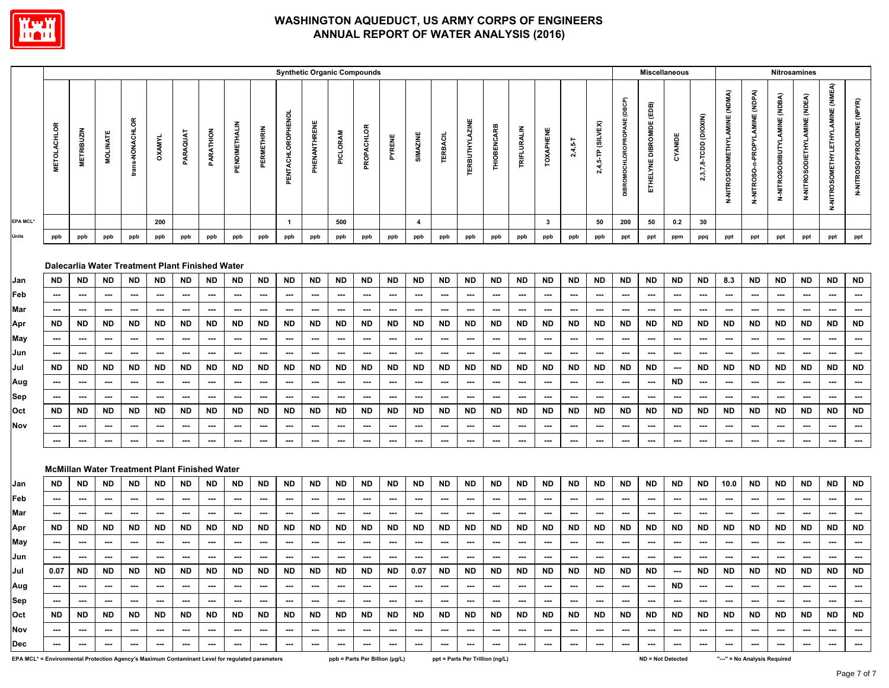# WASHINGTON AQUEDUCT, US ARMY CORPS OF ENGINEERS
# ANNUAL REPORT OF WATER ANALYSIS (2016)

| | Synthetic Organic Compounds | | | | | | | | | | | | | | | | | | | | | | Miscellaneous | | | | Nitrosamines | | | | | |
|---|---|---|---|---|---|---|---|---|---|---|---|---|---|---|---|---|---|---|---|---|---|---|---|---|---|---|---|---|---|---|---|---|
| | METOLACHLOR | METRIBUZIN | MOLINATE | trans-NONACHLOR | OXAMYL | PARAQUAT | PARATHION | PENDIMETHALIN | PERMETHRIN | PENTACHLOROPHENOL | PHENANTHRENE | PICLORAM | PROPACHLOR | PYRENE | SIMAZINE | TERBACIL | TERBUTHYLAZINE | THIOBENCARB | TRIFLURALIN | TOXAPHENE | 2,4,5-T | 2,4,5-TP (SILVEX) | DIBROMOCHLOROPROPANE (DBCP) | ETHELYNE DIBROMDE (EDB) | CYANIDE | 2,3,7,8-TCDD (DIOXIN) | N-NITROSODIMETHYLAMINE (NDMA) | N-NITROSO-n-PROPYLAMINE (NDPA) | N-NITROSODIBUTYLAMINE (NDBA) | N-NITROSODIETHYLAMINE (NDEA) | N-NITROSOMETHYLETHYLAMINE (NMEA) | N-NITROSOPYROLIDINE (NPYR) |
| EPA MCL* | | | | | 200 | | | | | 1 | | 500 | | | 4 | | | | | 3 | | 50 | 200 | 50 | 0.2 | 30 | | | | | | |
| Units | ppb | ppb | ppb | ppb | ppb | ppb | ppb | ppb | ppb | ppb | ppb | ppb | ppb | ppb | ppb | ppb | ppb | ppb | ppb | ppb | ppb | ppb | ppt | ppt | ppm | ppq | ppt | ppt | ppt | ppt | ppt | ppt |
| **Dalecarlia Water Treatment Plant Finished Water** | | | | | | | | | | | | | | | | | | | | | | | | | | | | | | | | |
| Jan | ND | ND | ND | ND | ND | ND | ND | ND | ND | ND | ND | ND | ND | ND | ND | ND | ND | ND | ND | ND | ND | ND | ND | ND | ND | ND | 8.3 | ND | ND | ND | ND | ND |
| Feb | --- | --- | --- | --- | --- | --- | --- | --- | --- | --- | --- | --- | --- | --- | --- | --- | --- | --- | --- | --- | --- | --- | --- | --- | --- | --- | --- | --- | --- | --- | --- | --- |
| Mar | --- | --- | --- | --- | --- | --- | --- | --- | --- | --- | --- | --- | --- | --- | --- | --- | --- | --- | --- | --- | --- | --- | --- | --- | --- | --- | --- | --- | --- | --- | --- | --- |
| Apr | ND | ND | ND | ND | ND | ND | ND | ND | ND | ND | ND | ND | ND | ND | ND | ND | ND | ND | ND | ND | ND | ND | ND | ND | ND | ND | ND | ND | ND | ND | ND | ND |
| May | --- | --- | --- | --- | --- | --- | --- | --- | --- | --- | --- | --- | --- | --- | --- | --- | --- | --- | --- | --- | --- | --- | --- | --- | --- | --- | --- | --- | --- | --- | --- | --- |
| Jun | --- | --- | --- | --- | --- | --- | --- | --- | --- | --- | --- | --- | --- | --- | --- | --- | --- | --- | --- | --- | --- | --- | --- | --- | --- | --- | --- | --- | --- | --- | --- | --- |
| Jul | ND | ND | ND | ND | ND | ND | ND | ND | ND | ND | ND | ND | ND | ND | ND | ND | ND | ND | ND | ND | ND | ND | ND | ND | --- | ND | ND | ND | ND | ND | ND | ND |
| Aug | --- | --- | --- | --- | --- | --- | --- | --- | --- | --- | --- | --- | --- | --- | --- | --- | --- | --- | --- | --- | --- | --- | --- | --- | ND | --- | --- | --- | --- | --- | --- | --- |
| Sep | --- | --- | --- | --- | --- | --- | --- | --- | --- | --- | --- | --- | --- | --- | --- | --- | --- | --- | --- | --- | --- | --- | --- | --- | --- | --- | --- | --- | --- | --- | --- | --- |
| Oct | ND | ND | ND | ND | ND | ND | ND | ND | ND | ND | ND | ND | ND | ND | ND | ND | ND | ND | ND | ND | ND | ND | ND | ND | ND | ND | ND | ND | ND | ND | ND | ND |
| Nov | --- | --- | --- | --- | --- | --- | --- | --- | --- | --- | --- | --- | --- | --- | --- | --- | --- | --- | --- | --- | --- | --- | --- | --- | --- | --- | --- | --- | --- | --- | --- | --- |
| | --- | --- | --- | --- | --- | --- | --- | --- | --- | --- | --- | --- | --- | --- | --- | --- | --- | --- | --- | --- | --- | --- | --- | --- | --- | --- | --- | --- | --- | --- | --- | --- |
| **McMillan Water Treatment Plant Finished Water** | | | | | | | | | | | | | | | | | | | | | | | | | | | | | | | | |
| Jan | ND | ND | ND | ND | ND | ND | ND | ND | ND | ND | ND | ND | ND | ND | ND | ND | ND | ND | ND | ND | ND | ND | ND | ND | ND | ND | 10.0 | ND | ND | ND | ND | ND |
| Feb | --- | --- | --- | --- | --- | --- | --- | --- | --- | --- | --- | --- | --- | --- | --- | --- | --- | --- | --- | --- | --- | --- | --- | --- | --- | --- | --- | --- | --- | --- | --- | --- |
| Mar | --- | --- | --- | --- | --- | --- | --- | --- | --- | --- | --- | --- | --- | --- | --- | --- | --- | --- | --- | --- | --- | --- | --- | --- | --- | --- | --- | --- | --- | --- | --- | --- |
| Apr | ND | ND | ND | ND | ND | ND | ND | ND | ND | ND | ND | ND | ND | ND | ND | ND | ND | ND | ND | ND | ND | ND | ND | ND | ND | ND | ND | ND | ND | ND | ND | ND |
| May | --- | --- | --- | --- | --- | --- | --- | --- | --- | --- | --- | --- | --- | --- | --- | --- | --- | --- | --- | --- | --- | --- | --- | --- | --- | --- | --- | --- | --- | --- | --- | --- |
| Jun | --- | --- | --- | --- | --- | --- | --- | --- | --- | --- | --- | --- | --- | --- | --- | --- | --- | --- | --- | --- | --- | --- | --- | --- | --- | --- | --- | --- | --- | --- | --- | --- |
| Jul | 0.07 | ND | ND | ND | ND | ND | ND | ND | ND | ND | ND | ND | ND | ND | 0.07 | ND | ND | ND | ND | ND | ND | ND | ND | ND | --- | ND | ND | ND | ND | ND | ND | ND |
| Aug | --- | --- | --- | --- | --- | --- | --- | --- | --- | --- | --- | --- | --- | --- | --- | --- | --- | --- | --- | --- | --- | --- | --- | --- | ND | --- | --- | --- | --- | --- | --- | --- |
| Sep | --- | --- | --- | --- | --- | --- | --- | --- | --- | --- | --- | --- | --- | --- | --- | --- | --- | --- | --- | --- | --- | --- | --- | --- | --- | --- | --- | --- | --- | --- | --- | --- |
| Oct | ND | ND | ND | ND | ND | ND | ND | ND | ND | ND | ND | ND | ND | ND | ND | ND | ND | ND | ND | ND | ND | ND | ND | ND | ND | ND | ND | ND | ND | ND | ND | ND |
| Nov | --- | --- | --- | --- | --- | --- | --- | --- | --- | --- | --- | --- | --- | --- | --- | --- | --- | --- | --- | --- | --- | --- | --- | --- | --- | --- | --- | --- | --- | --- | --- | --- |
| Dec | --- | --- | --- | --- | --- | --- | --- | --- | --- | --- | --- | --- | --- | --- | --- | --- | --- | --- | --- | --- | --- | --- | --- | --- | --- | --- | --- | --- | --- | --- | --- | --- |

EPA MCL* = Environmental Protection Agency's Maximum Contaminant Level for regulated parameters

ppb = Parts Per Billion (µg/L)

ppt = Parts Per Trillion (ng/L)

ND = Not Detected

"---" = No Analysis Required